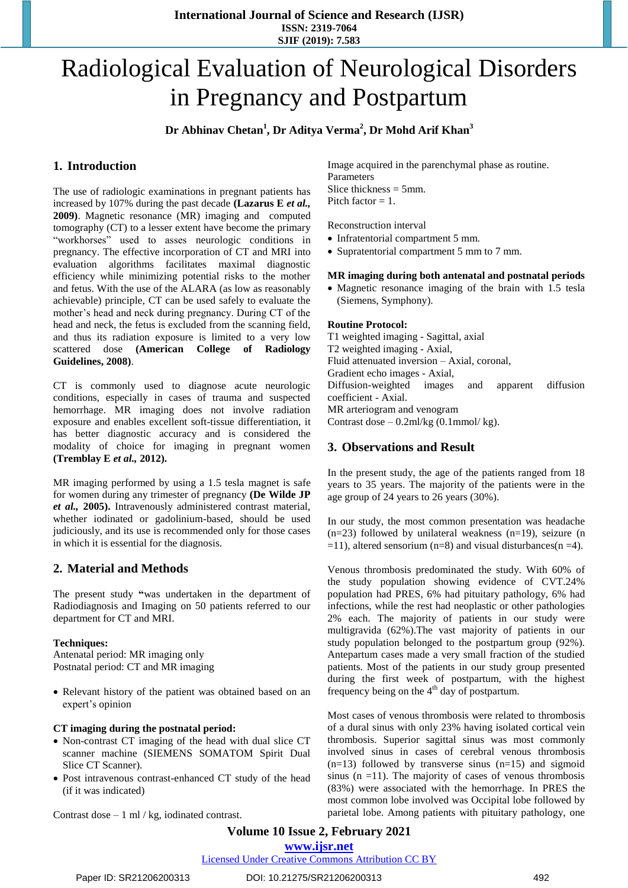# Radiological Evaluation of Neurological Disorders in Pregnancy and Postpartum

**Dr Abhinav Chetan[1], Dr Aditya Verma[2], Dr Mohd Arif Khan[3]**

## 1. Introduction

The use of radiologic examinations in pregnant patients has increased by 107% during the past decade **(Lazarus E *et al.*, 2009)**. Magnetic resonance (MR) imaging and computed tomography (CT) to a lesser extent have become the primary "workhorses" used to asses neurologic conditions in pregnancy. The effective incorporation of CT and MRI into evaluation algorithms facilitates maximal diagnostic efficiency while minimizing potential risks to the mother and fetus. With the use of the ALARA (as low as reasonably achievable) principle, CT can be used safely to evaluate the mother's head and neck during pregnancy. During CT of the head and neck, the fetus is excluded from the scanning field, and thus its radiation exposure is limited to a very low scattered dose **(American College of Radiology Guidelines, 2008)**.

CT is commonly used to diagnose acute neurologic conditions, especially in cases of trauma and suspected hemorrhage. MR imaging does not involve radiation exposure and enables excellent soft-tissue differentiation, it has better diagnostic accuracy and is considered the modality of choice for imaging in pregnant women **(Tremblay E *et al.*, 2012).**

MR imaging performed by using a 1.5 tesla magnet is safe for women during any trimester of pregnancy **(De Wilde JP *et al.*, 2005).** Intravenously administered contrast material, whether iodinated or gadolinium-based, should be used judiciously, and its use is recommended only for those cases in which it is essential for the diagnosis.

## 2. Material and Methods

The present study **"**was undertaken in the department of Radiodiagnosis and Imaging on 50 patients referred to our department for CT and MRI.

**Techniques:**
Antenatal period: MR imaging only
Postnatal period: CT and MR imaging

- Relevant history of the patient was obtained based on an expert's opinion

**CT imaging during the postnatal period:**

- Non-contrast CT imaging of the head with dual slice CT scanner machine (SIEMENS SOMATOM Spirit Dual Slice CT Scanner).
- Post intravenous contrast-enhanced CT study of the head (if it was indicated)

Contrast dose – 1 ml / kg, iodinated contrast.

Image acquired in the parenchymal phase as routine.
Parameters
Slice thickness = 5mm.
Pitch factor = 1.

Reconstruction interval

- Infratentorial compartment 5 mm.
- Supratentorial compartment 5 mm to 7 mm.

**MR imaging during both antenatal and postnatal periods**

- Magnetic resonance imaging of the brain with 1.5 tesla (Siemens, Symphony).

**Routine Protocol:**
T1 weighted imaging - Sagittal, axial
T2 weighted imaging - Axial,
Fluid attenuated inversion – Axial, coronal,
Gradient echo images - Axial,
Diffusion-weighted images and apparent diffusion coefficient - Axial.
MR arteriogram and venogram
Contrast dose – 0.2ml/kg (0.1mmol/ kg).

## 3. Observations and Result

In the present study, the age of the patients ranged from 18 years to 35 years. The majority of the patients were in the age group of 24 years to 26 years (30%).

In our study, the most common presentation was headache (n=23) followed by unilateral weakness (n=19), seizure (n =11), altered sensorium (n=8) and visual disturbances(n =4).

Venous thrombosis predominated the study. With 60% of the study population showing evidence of CVT.24% population had PRES, 6% had pituitary pathology, 6% had infections, while the rest had neoplastic or other pathologies 2% each. The majority of patients in our study were multigravida (62%).The vast majority of patients in our study population belonged to the postpartum group (92%). Antepartum cases made a very small fraction of the studied patients. Most of the patients in our study group presented during the first week of postpartum, with the highest frequency being on the 4th day of postpartum.

Most cases of venous thrombosis were related to thrombosis of a dural sinus with only 23% having isolated cortical vein thrombosis. Superior sagittal sinus was most commonly involved sinus in cases of cerebral venous thrombosis (n=13) followed by transverse sinus (n=15) and sigmoid sinus (n =11). The majority of cases of venous thrombosis (83%) were associated with the hemorrhage. In PRES the most common lobe involved was Occipital lobe followed by parietal lobe. Among patients with pituitary pathology, one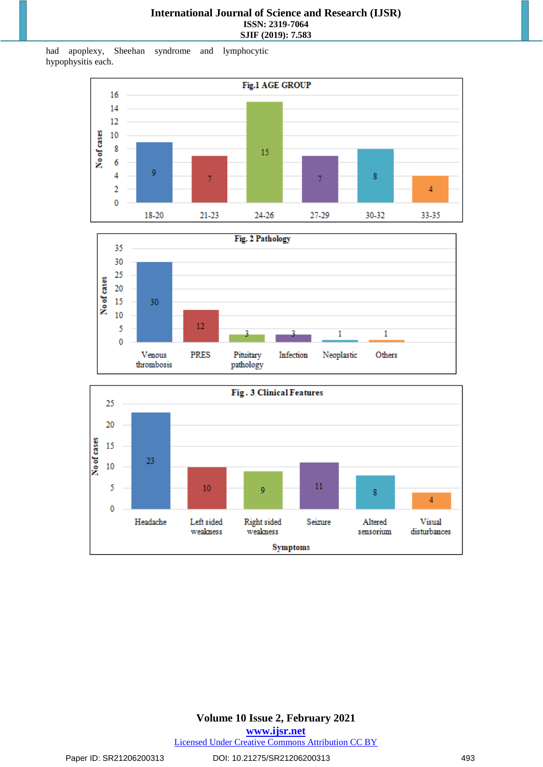had apoplexy, Sheehan syndrome and lymphocytic hypophysitis each.

**Fig.1 AGE GROUP**

| Age group | No of cases |
|---|---|
| 18-20 | 9 |
| 21-23 | 7 |
| 24-26 | 15 |
| 27-29 | 7 |
| 30-32 | 8 |
| 33-35 | 4 |

**Fig. 2 Pathology**

| Pathology | No of cases |
|---|---|
| Venous thrombosis | 30 |
| PRES | 12 |
| Pituitary pathology | 3 |
| Infection | 3 |
| Neoplastic | 1 |
| Others | 1 |

**Fig . 3 Clinical Features**

| Symptoms | No of cases |
|---|---|
| Headache | 23 |
| Left sided weakness | 10 |
| Right sided weakness | 9 |
| Seizure | 11 |
| Altered sensorium | 8 |
| Visual disturbances | 4 |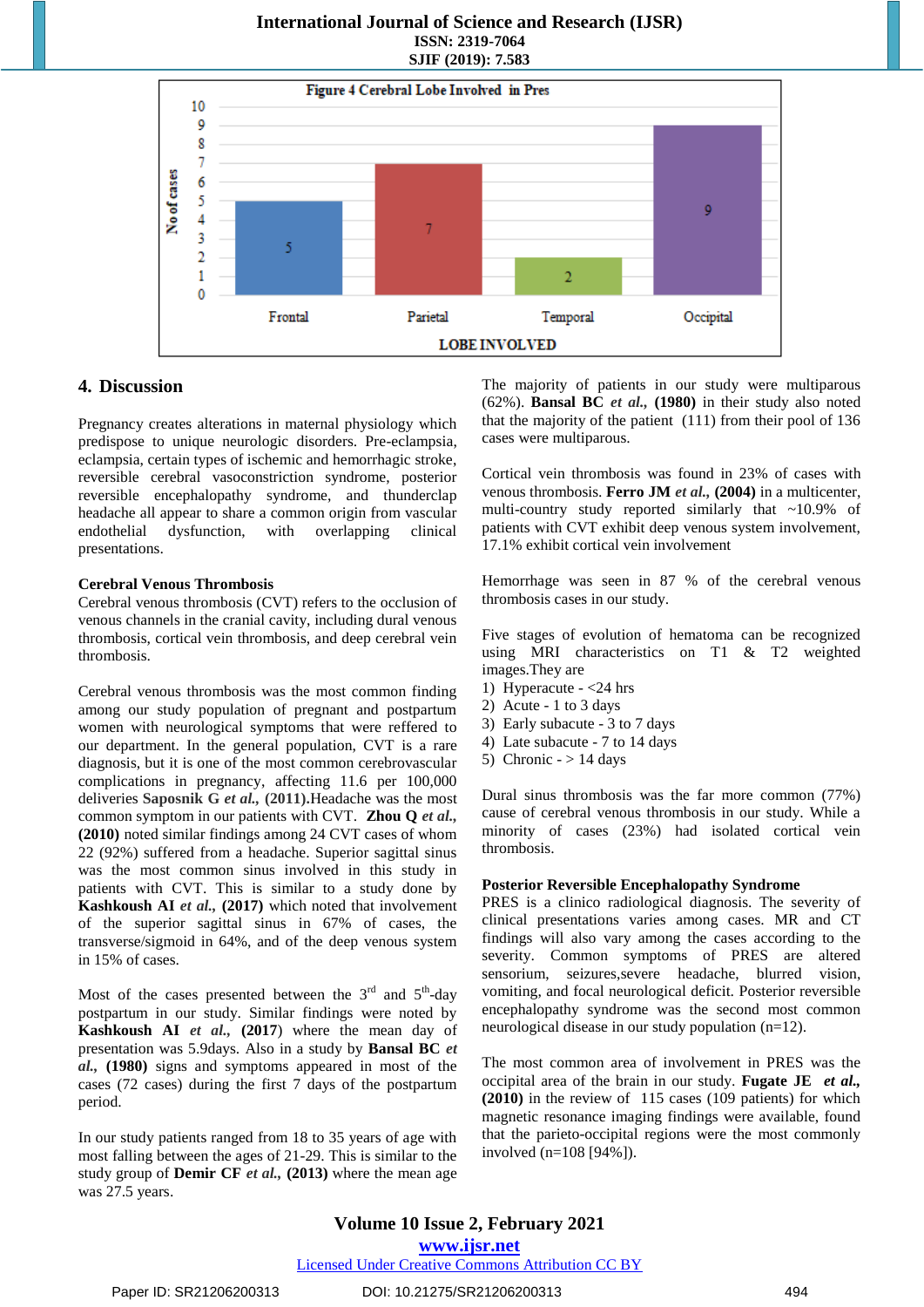Figure 4 Cerebral Lobe Involved in Pres

| Lobe Involved | No of cases |
|---|---|
| Frontal | 5 |
| Parietal | 7 |
| Temporal | 2 |
| Occipital | 9 |

## 4. Discussion

Pregnancy creates alterations in maternal physiology which predispose to unique neurologic disorders. Pre-eclampsia, eclampsia, certain types of ischemic and hemorrhagic stroke, reversible cerebral vasoconstriction syndrome, posterior reversible encephalopathy syndrome, and thunderclap headache all appear to share a common origin from vascular endothelial dysfunction, with overlapping clinical presentations.

### Cerebral Venous Thrombosis

Cerebral venous thrombosis (CVT) refers to the occlusion of venous channels in the cranial cavity, including dural venous thrombosis, cortical vein thrombosis, and deep cerebral vein thrombosis.

Cerebral venous thrombosis was the most common finding among our study population of pregnant and postpartum women with neurological symptoms that were reffered to our department. In the general population, CVT is a rare diagnosis, but it is one of the most common cerebrovascular complications in pregnancy, affecting 11.6 per 100,000 deliveries **Saposnik G *et al.*, (2011).**Headache was the most common symptom in our patients with CVT. **Zhou Q *et al.*, (2010)** noted similar findings among 24 CVT cases of whom 22 (92%) suffered from a headache. Superior sagittal sinus was the most common sinus involved in this study in patients with CVT. This is similar to a study done by **Kashkoush AI *et al.*, (2017)** which noted that involvement of the superior sagittal sinus in 67% of cases, the transverse/sigmoid in 64%, and of the deep venous system in 15% of cases.

Most of the cases presented between the 3rd and 5th-day postpartum in our study. Similar findings were noted by **Kashkoush AI *et al.*, (2017)** where the mean day of presentation was 5.9days. Also in a study by **Bansal BC *et al.*, (1980)** signs and symptoms appeared in most of the cases (72 cases) during the first 7 days of the postpartum period.

In our study patients ranged from 18 to 35 years of age with most falling between the ages of 21-29. This is similar to the study group of **Demir CF *et al.*, (2013)** where the mean age was 27.5 years.

The majority of patients in our study were multiparous (62%). **Bansal BC *et al.*, (1980)** in their study also noted that the majority of the patient (111) from their pool of 136 cases were multiparous.

Cortical vein thrombosis was found in 23% of cases with venous thrombosis. **Ferro JM *et al.*, (2004)** in a multicenter, multi-country study reported similarly that ~10.9% of patients with CVT exhibit deep venous system involvement, 17.1% exhibit cortical vein involvement

Hemorrhage was seen in 87 % of the cerebral venous thrombosis cases in our study.

Five stages of evolution of hematoma can be recognized using MRI characteristics on T1 & T2 weighted images.They are

1) Hyperacute - <24 hrs
2) Acute - 1 to 3 days
3) Early subacute - 3 to 7 days
4) Late subacute - 7 to 14 days
5) Chronic - > 14 days

Dural sinus thrombosis was the far more common (77%) cause of cerebral venous thrombosis in our study. While a minority of cases (23%) had isolated cortical vein thrombosis.

### Posterior Reversible Encephalopathy Syndrome

PRES is a clinico radiological diagnosis. The severity of clinical presentations varies among cases. MR and CT findings will also vary among the cases according to the severity. Common symptoms of PRES are altered sensorium, seizures,severe headache, blurred vision, vomiting, and focal neurological deficit. Posterior reversible encephalopathy syndrome was the second most common neurological disease in our study population (n=12).

The most common area of involvement in PRES was the occipital area of the brain in our study. **Fugate JE *et al.*, (2010)** in the review of 115 cases (109 patients) for which magnetic resonance imaging findings were available, found that the parieto-occipital regions were the most commonly involved (n=108 [94%]).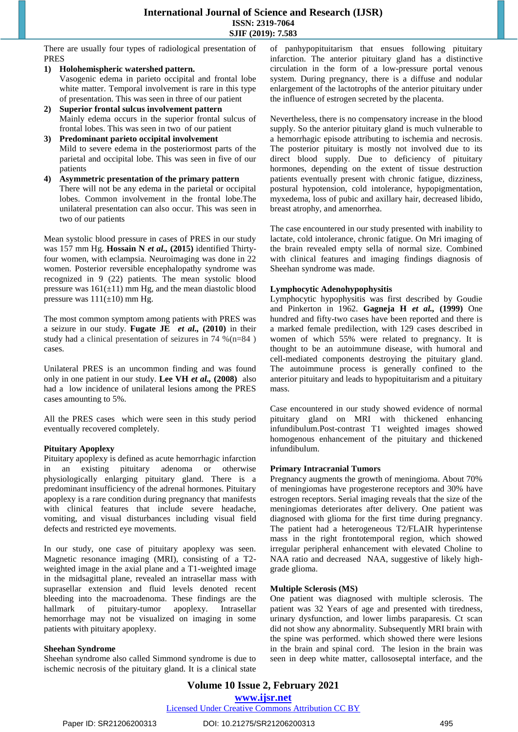There are usually four types of radiological presentation of PRES

1) **Holohemispheric watershed pattern.**
   Vasogenic edema in parieto occipital and frontal lobe white matter. Temporal involvement is rare in this type of presentation. This was seen in three of our patient
2) **Superior frontal sulcus involvement pattern**
   Mainly edema occurs in the superior frontal sulcus of frontal lobes. This was seen in two of our patient
3) **Predominant parieto occipital involvement**
   Mild to severe edema in the posteriormost parts of the parietal and occipital lobe. This was seen in five of our patients
4) **Asymmetric presentation of the primary pattern**
   There will not be any edema in the parietal or occipital lobes. Common involvement in the frontal lobe.The unilateral presentation can also occur. This was seen in two of our patients

Mean systolic blood pressure in cases of PRES in our study was 157 mm Hg. **Hossain N *et al.*, (2015)** identified Thirty-four women, with eclampsia. Neuroimaging was done in 22 women. Posterior reversible encephalopathy syndrome was recognized in 9 (22) patients. The mean systolic blood pressure was 161(±11) mm Hg, and the mean diastolic blood pressure was 111(±10) mm Hg.

The most common symptom among patients with PRES was a seizure in our study. **Fugate JE *et al.*, (2010)** in their study had a clinical presentation of seizures in 74 %(n=84 ) cases.

Unilateral PRES is an uncommon finding and was found only in one patient in our study. **Lee VH *et al.*, (2008)** also had a low incidence of unilateral lesions among the PRES cases amounting to 5%.

All the PRES cases which were seen in this study period eventually recovered completely.

### Pituitary Apoplexy

Pituitary apoplexy is defined as acute hemorrhagic infarction in an existing pituitary adenoma or otherwise physiologically enlarging pituitary gland. There is a predominant insufficiency of the adrenal hormones. Pituitary apoplexy is a rare condition during pregnancy that manifests with clinical features that include severe headache, vomiting, and visual disturbances including visual field defects and restricted eye movements.

In our study, one case of pituitary apoplexy was seen. Magnetic resonance imaging (MRI), consisting of a T2-weighted image in the axial plane and a T1-weighted image in the midsagittal plane, revealed an intrasellar mass with suprasellar extension and fluid levels denoted recent bleeding into the macroadenoma. These findings are the hallmark of pituitary-tumor apoplexy. Intrasellar hemorrhage may not be visualized on imaging in some patients with pituitary apoplexy.

### Sheehan Syndrome

Sheehan syndrome also called Simmond syndrome is due to ischemic necrosis of the pituitary gland. It is a clinical state of panhypopituitarism that ensues following pituitary infarction. The anterior pituitary gland has a distinctive circulation in the form of a low-pressure portal venous system. During pregnancy, there is a diffuse and nodular enlargement of the lactotrophs of the anterior pituitary under the influence of estrogen secreted by the placenta.

Nevertheless, there is no compensatory increase in the blood supply. So the anterior pituitary gland is much vulnerable to a hemorrhagic episode attributing to ischemia and necrosis. The posterior pituitary is mostly not involved due to its direct blood supply. Due to deficiency of pituitary hormones, depending on the extent of tissue destruction patients eventually present with chronic fatigue, dizziness, postural hypotension, cold intolerance, hypopigmentation, myxedema, loss of pubic and axillary hair, decreased libido, breast atrophy, and amenorrhea.

The case encountered in our study presented with inability to lactate, cold intolerance, chronic fatigue. On Mri imaging of the brain revealed empty sella of normal size. Combined with clinical features and imaging findings diagnosis of Sheehan syndrome was made.

### Lymphocytic Adenohypophysitis

Lymphocytic hypophysitis was first described by Goudie and Pinkerton in 1962. **Gagneja H *et al.*, (1999)** One hundred and fifty-two cases have been reported and there is a marked female predilection, with 129 cases described in women of which 55% were related to pregnancy. It is thought to be an autoimmune disease, with humoral and cell-mediated components destroying the pituitary gland. The autoimmune process is generally confined to the anterior pituitary and leads to hypopituitarism and a pituitary mass.

Case encountered in our study showed evidence of normal pituitary gland on MRI with thickened enhancing infundibulum.Post-contrast T1 weighted images showed homogenous enhancement of the pituitary and thickened infundibulum.

### Primary Intracranial Tumors

Pregnancy augments the growth of meningioma. About 70% of meningiomas have progesterone receptors and 30% have estrogen receptors. Serial imaging reveals that the size of the meningiomas deteriorates after delivery. One patient was diagnosed with glioma for the first time during pregnancy. The patient had a heterogeneous T2/FLAIR hyperintense mass in the right frontotemporal region, which showed irregular peripheral enhancement with elevated Choline to NAA ratio and decreased NAA, suggestive of likely high-grade glioma.

### Multiple Sclerosis (MS)

One patient was diagnosed with multiple sclerosis. The patient was 32 Years of age and presented with tiredness, urinary dysfunction, and lower limbs paraparesis. Ct scan did not show any abnormality. Subsequently MRI brain with the spine was performed. which showed there were lesions in the brain and spinal cord. The lesion in the brain was seen in deep white matter, callososeptal interface, and the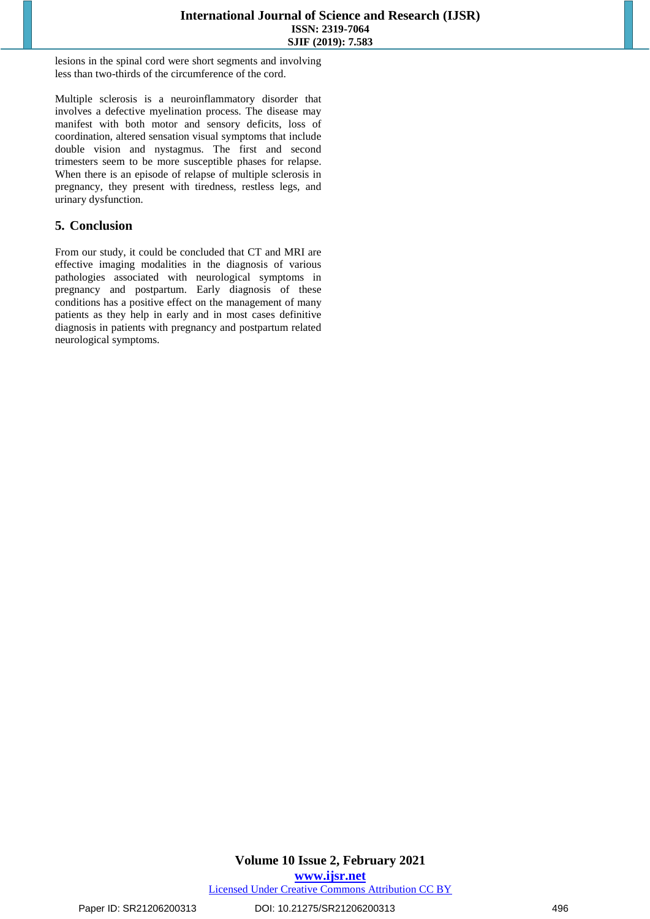lesions in the spinal cord were short segments and involving less than two-thirds of the circumference of the cord.

Multiple sclerosis is a neuroinflammatory disorder that involves a defective myelination process. The disease may manifest with both motor and sensory deficits, loss of coordination, altered sensation visual symptoms that include double vision and nystagmus. The first and second trimesters seem to be more susceptible phases for relapse. When there is an episode of relapse of multiple sclerosis in pregnancy, they present with tiredness, restless legs, and urinary dysfunction.

## 5. Conclusion

From our study, it could be concluded that CT and MRI are effective imaging modalities in the diagnosis of various pathologies associated with neurological symptoms in pregnancy and postpartum. Early diagnosis of these conditions has a positive effect on the management of many patients as they help in early and in most cases definitive diagnosis in patients with pregnancy and postpartum related neurological symptoms.